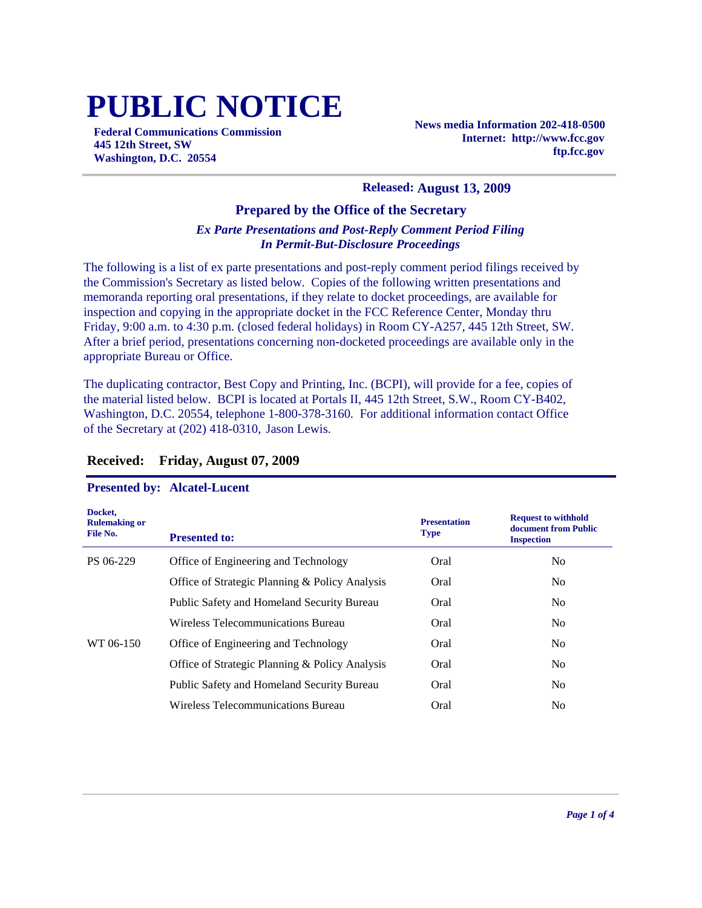# PUBLIC NOTICE

**Federal Communications Commission**
**445 12th Street, SW**
**Washington, D.C. 20554**

**News media Information 202-418-0500**
**Internet: http://www.fcc.gov**
**ftp.fcc.gov**

**Released: August 13, 2009**

### Prepared by the Office of the Secretary

***Ex Parte Presentations and Post-Reply Comment Period Filing***
***In Permit-But-Disclosure Proceedings***

The following is a list of ex parte presentations and post-reply comment period filings received by the Commission's Secretary as listed below. Copies of the following written presentations and memoranda reporting oral presentations, if they relate to docket proceedings, are available for inspection and copying in the appropriate docket in the FCC Reference Center, Monday thru Friday, 9:00 a.m. to 4:30 p.m. (closed federal holidays) in Room CY-A257, 445 12th Street, SW. After a brief period, presentations concerning non-docketed proceedings are available only in the appropriate Bureau or Office.

The duplicating contractor, Best Copy and Printing, Inc. (BCPI), will provide for a fee, copies of the material listed below. BCPI is located at Portals II, 445 12th Street, S.W., Room CY-B402, Washington, D.C. 20554, telephone 1-800-378-3160. For additional information contact Office of the Secretary at (202) 418-0310, Jason Lewis.

## Received: Friday, August 07, 2009

**Presented by: Alcatel-Lucent**

| Docket, Rulemaking or File No. | Presented to: | Presentation Type | Request to withhold document from Public Inspection |
|---|---|---|---|
| PS 06-229 | Office of Engineering and Technology | Oral | No |
| | Office of Strategic Planning & Policy Analysis | Oral | No |
| | Public Safety and Homeland Security Bureau | Oral | No |
| | Wireless Telecommunications Bureau | Oral | No |
| WT 06-150 | Office of Engineering and Technology | Oral | No |
| | Office of Strategic Planning & Policy Analysis | Oral | No |
| | Public Safety and Homeland Security Bureau | Oral | No |
| | Wireless Telecommunications Bureau | Oral | No |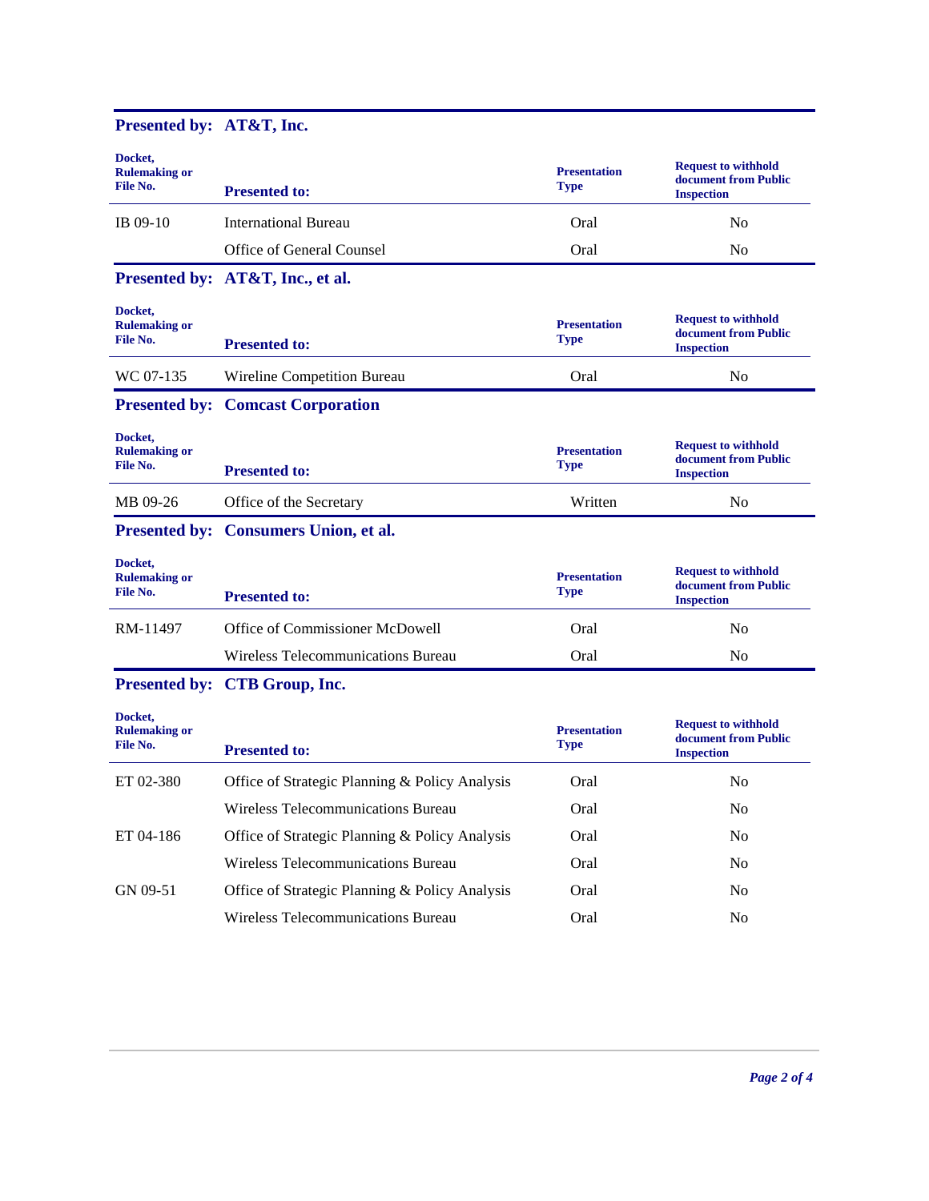## Presented by: AT&T, Inc.

| Docket, Rulemaking or File No. | Presented to: | Presentation Type | Request to withhold document from Public Inspection |
|---|---|---|---|
| IB 09-10 | International Bureau | Oral | No |
| | Office of General Counsel | Oral | No |

## Presented by: AT&T, Inc., et al.

| Docket, Rulemaking or File No. | Presented to: | Presentation Type | Request to withhold document from Public Inspection |
|---|---|---|---|
| WC 07-135 | Wireline Competition Bureau | Oral | No |

## Presented by: Comcast Corporation

| Docket, Rulemaking or File No. | Presented to: | Presentation Type | Request to withhold document from Public Inspection |
|---|---|---|---|
| MB 09-26 | Office of the Secretary | Written | No |

## Presented by: Consumers Union, et al.

| Docket, Rulemaking or File No. | Presented to: | Presentation Type | Request to withhold document from Public Inspection |
|---|---|---|---|
| RM-11497 | Office of Commissioner McDowell | Oral | No |
| | Wireless Telecommunications Bureau | Oral | No |

## Presented by: CTB Group, Inc.

| Docket, Rulemaking or File No. | Presented to: | Presentation Type | Request to withhold document from Public Inspection |
|---|---|---|---|
| ET 02-380 | Office of Strategic Planning & Policy Analysis | Oral | No |
| | Wireless Telecommunications Bureau | Oral | No |
| ET 04-186 | Office of Strategic Planning & Policy Analysis | Oral | No |
| | Wireless Telecommunications Bureau | Oral | No |
| GN 09-51 | Office of Strategic Planning & Policy Analysis | Oral | No |
| | Wireless Telecommunications Bureau | Oral | No |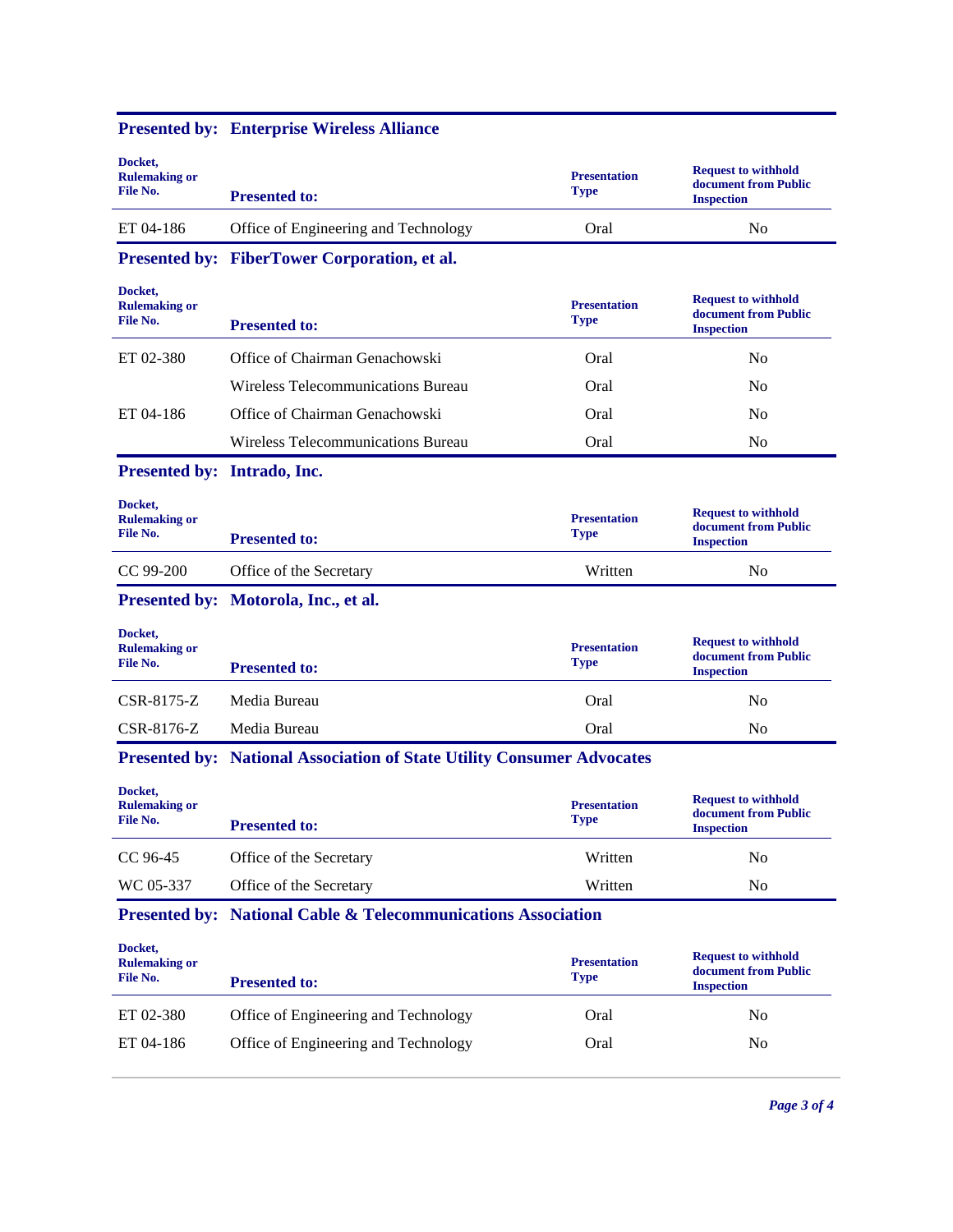## Presented by: Enterprise Wireless Alliance

| Docket, Rulemaking or File No. | Presented to: | Presentation Type | Request to withhold document from Public Inspection |
|---|---|---|---|
| ET 04-186 | Office of Engineering and Technology | Oral | No |

## Presented by: FiberTower Corporation, et al.

| Docket, Rulemaking or File No. | Presented to: | Presentation Type | Request to withhold document from Public Inspection |
|---|---|---|---|
| ET 02-380 | Office of Chairman Genachowski | Oral | No |
| | Wireless Telecommunications Bureau | Oral | No |
| ET 04-186 | Office of Chairman Genachowski | Oral | No |
| | Wireless Telecommunications Bureau | Oral | No |

## Presented by: Intrado, Inc.

| Docket, Rulemaking or File No. | Presented to: | Presentation Type | Request to withhold document from Public Inspection |
|---|---|---|---|
| CC 99-200 | Office of the Secretary | Written | No |

## Presented by: Motorola, Inc., et al.

| Docket, Rulemaking or File No. | Presented to: | Presentation Type | Request to withhold document from Public Inspection |
|---|---|---|---|
| CSR-8175-Z | Media Bureau | Oral | No |
| CSR-8176-Z | Media Bureau | Oral | No |

## Presented by: National Association of State Utility Consumer Advocates

| Docket, Rulemaking or File No. | Presented to: | Presentation Type | Request to withhold document from Public Inspection |
|---|---|---|---|
| CC 96-45 | Office of the Secretary | Written | No |
| WC 05-337 | Office of the Secretary | Written | No |

## Presented by: National Cable & Telecommunications Association

| Docket, Rulemaking or File No. | Presented to: | Presentation Type | Request to withhold document from Public Inspection |
|---|---|---|---|
| ET 02-380 | Office of Engineering and Technology | Oral | No |
| ET 04-186 | Office of Engineering and Technology | Oral | No |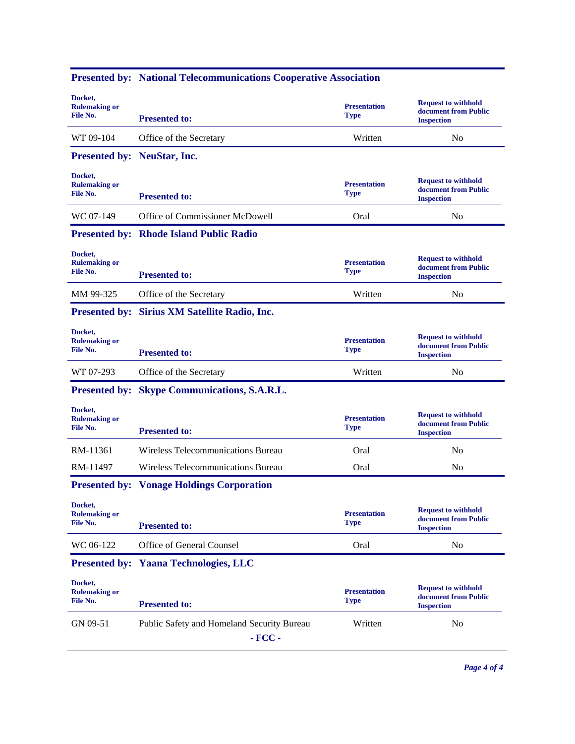**Presented by: National Telecommunications Cooperative Association**

| Docket, Rulemaking or File No. | Presented to: | Presentation Type | Request to withhold document from Public Inspection |
| --- | --- | --- | --- |
| WT 09-104 | Office of the Secretary | Written | No |

**Presented by: NeuStar, Inc.**

| Docket, Rulemaking or File No. | Presented to: | Presentation Type | Request to withhold document from Public Inspection |
| --- | --- | --- | --- |
| WC 07-149 | Office of Commissioner McDowell | Oral | No |

**Presented by: Rhode Island Public Radio**

| Docket, Rulemaking or File No. | Presented to: | Presentation Type | Request to withhold document from Public Inspection |
| --- | --- | --- | --- |
| MM 99-325 | Office of the Secretary | Written | No |

**Presented by: Sirius XM Satellite Radio, Inc.**

| Docket, Rulemaking or File No. | Presented to: | Presentation Type | Request to withhold document from Public Inspection |
| --- | --- | --- | --- |
| WT 07-293 | Office of the Secretary | Written | No |

**Presented by: Skype Communications, S.A.R.L.**

| Docket, Rulemaking or File No. | Presented to: | Presentation Type | Request to withhold document from Public Inspection |
| --- | --- | --- | --- |
| RM-11361 | Wireless Telecommunications Bureau | Oral | No |
| RM-11497 | Wireless Telecommunications Bureau | Oral | No |

**Presented by: Vonage Holdings Corporation**

| Docket, Rulemaking or File No. | Presented to: | Presentation Type | Request to withhold document from Public Inspection |
| --- | --- | --- | --- |
| WC 06-122 | Office of General Counsel | Oral | No |

**Presented by: Yaana Technologies, LLC**

| Docket, Rulemaking or File No. | Presented to: | Presentation Type | Request to withhold document from Public Inspection |
| --- | --- | --- | --- |
| GN 09-51 | Public Safety and Homeland Security Bureau | Written | No |

**- FCC -**